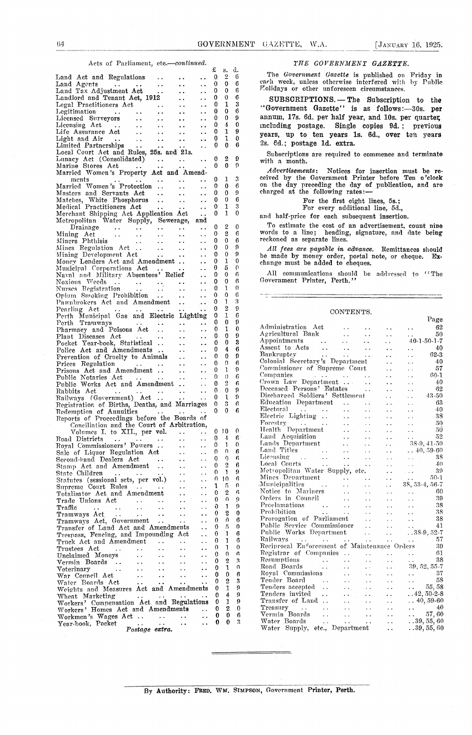Acts of Parliament, etc.—*continued.*

| | £ | s. | d. |
|---|---|---|---|
| Land Act and Regulations | 0 | 2 | 6 |
| Land Agents | 0 | 0 | 6 |
| Land Tax Adjustment Act | 0 | 0 | 6 |
| Landlord and Tenant Act, 1912 | 0 | 0 | 6 |
| Legal Practitioners Act | 0 | 1 | 3 |
| Legitimation | 0 | 0 | 6 |
| Licensed Surveyors | 0 | 0 | 9 |
| Licensing Act | 0 | 4 | 0 |
| Life Assurance Act | 0 | 1 | 9 |
| Light and Air | 0 | 1 | 0 |
| Limited Partnerships | 0 | 0 | 6 |
| Local Court Act and Rules, 25s. and 21s. | | | |
| Lunacy Act (Consolidated) | 0 | 2 | 9 |
| Marine Stores Act | 0 | 0 | 9 |
| Married Women's Property Act and Amendments | 0 | 1 | 3 |
| Married Women's Protection | 0 | 0 | 6 |
| Masters and Servants Act | 0 | 0 | 9 |
| Matches, White Phosphorus | 0 | 0 | 6 |
| Medical Practitioners Act | 0 | 1 | 3 |
| Merchant Shipping Act Application Act | 0 | 1 | 0 |
| Metropolitan Water Supply, Sewerage, and Drainage | 0 | 2 | 0 |
| Mining Act | 0 | 2 | 6 |
| Miners Phthisis | 0 | 0 | 6 |
| Mines Regulation Act | 0 | 0 | 9 |
| Mining Development Act | 0 | 0 | 9 |
| Money Lenders Act and Amendment | 0 | 1 | 0 |
| Municipal Corporations Act | 0 | 5 | 0 |
| Naval and Military Absentees' Relief | 0 | 0 | 6 |
| Noxious Weeds | 0 | 0 | 6 |
| Nurses Registration | 0 | 1 | 0 |
| Opium Smoking Prohibition | 0 | 0 | 6 |
| Pawnbrokers Act and Amendment | 0 | 1 | 3 |
| Pearling Act | 0 | 2 | 9 |
| Perth Municipal Gas and Electric Lighting | 0 | 1 | 6 |
| Perth Tramways | 0 | 0 | 9 |
| Pharmacy and Poisons Act | 0 | 1 | 0 |
| Plant Diseases Act | 0 | 0 | 9 |
| Pocket Year-book, Statistical | 0 | 0 | 3 |
| Police Act and Amendments | 0 | 4 | 6 |
| Prevention of Cruelty to Animals | 0 | 0 | 9 |
| Prices Regulation | 0 | 0 | 6 |
| Prisons Act and Amendment | 0 | 1 | 9 |
| Public Notaries Act | 0 | 0 | 6 |
| Public Works Act and Amendment | 0 | 2 | 6 |
| Rabbits Act | 0 | 0 | 9 |
| Railways (Government) Act | 0 | 1 | 9 |
| Registration of Births, Deaths, and Marriages | 0 | 3 | 6 |
| Redemption of Annuities | 0 | 0 | 6 |
| Reports of Proceedings before the Boards of Conciliation and the Court of Arbitration, Volumes I. to XII., per vol. | 0 | 10 | 0 |
| Road Districts | 0 | 4 | 6 |
| Royal Commissioners' Powers | 0 | 1 | 0 |
| Sale of Liquor Regulation Act | 0 | 0 | 6 |
| Second-hand Dealers Act | 0 | 0 | 6 |
| Stamp Act and Amendment | 0 | 2 | 6 |
| State Children | 0 | 1 | 9 |
| Statutes (sessional sets, per vol.) | 0 | 10 | 6 |
| Supreme Court Rules | 1 | 5 | 0 |
| Totalisator Act and Amendment | 0 | 2 | 6 |
| Trade Unions Act | 0 | 0 | 9 |
| Traffic | 0 | 1 | 9 |
| Tramways Act | 0 | 2 | 0 |
| Tramways Act, Government | 0 | 0 | 6 |
| Transfer of Land Act and Amendments | 0 | 5 | 0 |
| Trespass, Fencing, and Impounding Act | 0 | 1 | 6 |
| Truck Act and Amendment | 0 | 1 | 6 |
| Trustees Act | 0 | 1 | 0 |
| Unclaimed Moneys | 0 | 0 | 6 |
| Vermin Boards | 0 | 2 | 3 |
| Veterinary | 0 | 1 | 0 |
| War Council Act | 0 | 0 | 6 |
| Water Boards Act | 0 | 2 | 3 |
| Weights and Measures Act and Amendments | 0 | 1 | 9 |
| Wheat Marketing | 0 | 4 | 9 |
| Workers' Compensation Act and Regulations | 0 | 1 | 9 |
| Workers' Homes Act and Amendments | 0 | 2 | 0 |
| Workmen's Wages Act | 0 | 0 | 6 |
| Year-book, Pocket | 0 | 0 | 3 |

*Postage extra.*

## *THE GOVERNMENT GAZETTE.*

The *Government Gazette* is published on Friday in each week, unless otherwise interfered with by Public Holidays or other unforeseen circumstances.

**SUBSCRIPTIONS.**—The Subscription to the "Government Gazette" is as follows:—30s. per annum, 17s. 6d. per half year, and 10s. per quarter, including postage. Single copies 9d.; previous years, up to ten years 1s. 6d., over ten years 2s. 6d.; postage 1d. extra.

Subscriptions are required to commence and terminate with a month.

*Advertisements*: Notices for insertion must be received by the Government Printer before Ten o'clock on the day preceding the day of publication, and are charged at the following rates:—

For the first eight lines, 5s.;
For every additional line, 5d.,

and half-price for each subsequent insertion.

To estimate the cost of an advertisement, count nine words to a line; heading, signature, and date being reckoned as separate lines.

*All fees are payable in advance.* Remittances should be made by money order, postal note, or cheque. Exchange must be added to cheques.

All communications should be addressed to "The Government Printer, Perth."

## CONTENTS.

| | Page |
|---|---|
| Administration Act | 62 |
| Agricultural Bank | 50 |
| Appointments | 40-1-50-1-7 |
| Assent to Acts | 40 |
| Bankruptcy | 62-3 |
| Colonial Secretary's Department | 40 |
| Commissioner of Supreme Court | 57 |
| Companies | 60-1 |
| Crown Law Department | 40 |
| Deceased Persons' Estates | 62 |
| Discharged Soldiers' Settlement | 43-50 |
| Education Department | 63 |
| Electoral | 40 |
| Electric Lighting | 38 |
| Forestry | 50 |
| Health Department | 50 |
| Land Acquisition | 52 |
| Lands Department | 38-9, 41-50 |
| Land Titles | 40, 59-60 |
| Licensing | 38 |
| Local Courts | 40 |
| Metropolitan Water Supply, etc. | 39 |
| Mines Department | 50-1 |
| Municipalities | 38, 53-4, 56-7 |
| Notice to Mariners | 60 |
| Orders in Council | 39 |
| Proclamations | 38 |
| Prohibition | 38 |
| Prorogation of Parliament | 38 |
| Public Service Commissioner | 41 |
| Public Works Department | 38-9, 52-7 |
| Railways | 57 |
| Reciprocal Enforcement of Maintenance Orders | 39 |
| Registrar of Companies | 61 |
| Resumptions | 38 |
| Road Boards | 39, 52, 55-7 |
| Royal Commissions | 37 |
| Tender Board | 58 |
| Tenders accepted | 55, 58 |
| Tenders invited | 42, 50-2-8 |
| Transfer of Land | 40, 59-60 |
| Treasury | 40 |
| Vermin Boards | 57, 60 |
| Water Boards | 39, 55, 60 |
| Water Supply, etc., Department | 39, 55, 60 |

By Authority: FRED. WM. SIMPSON, Government Printer, Perth.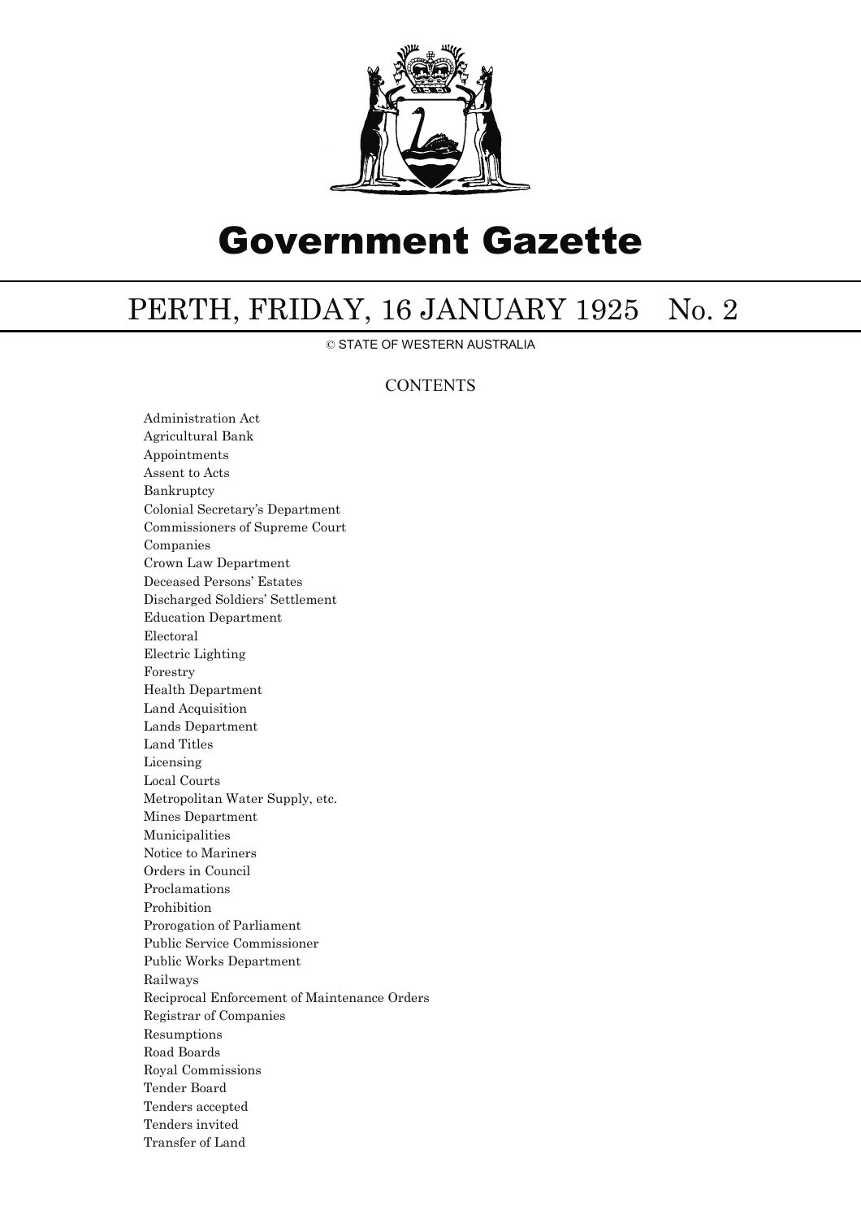# Government Gazette

## PERTH, FRIDAY, 16 JANUARY 1925 No. 2

© STATE OF WESTERN AUSTRALIA

### CONTENTS

Administration Act
Agricultural Bank
Appointments
Assent to Acts
Bankruptcy
Colonial Secretary's Department
Commissioners of Supreme Court
Companies
Crown Law Department
Deceased Persons' Estates
Discharged Soldiers' Settlement
Education Department
Electoral
Electric Lighting
Forestry
Health Department
Land Acquisition
Lands Department
Land Titles
Licensing
Local Courts
Metropolitan Water Supply, etc.
Mines Department
Municipalities
Notice to Mariners
Orders in Council
Proclamations
Prohibition
Prorogation of Parliament
Public Service Commissioner
Public Works Department
Railways
Reciprocal Enforcement of Maintenance Orders
Registrar of Companies
Resumptions
Road Boards
Royal Commissions
Tender Board
Tenders accepted
Tenders invited
Transfer of Land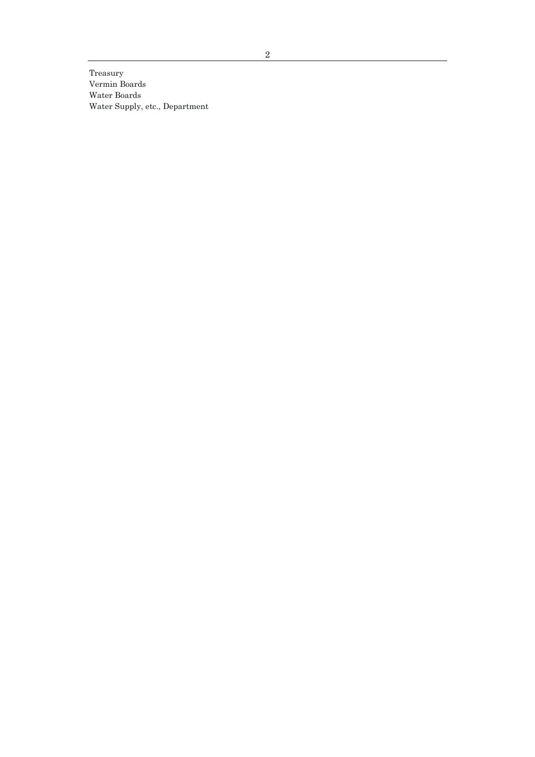Treasury
Vermin Boards
Water Boards
Water Supply, etc., Department